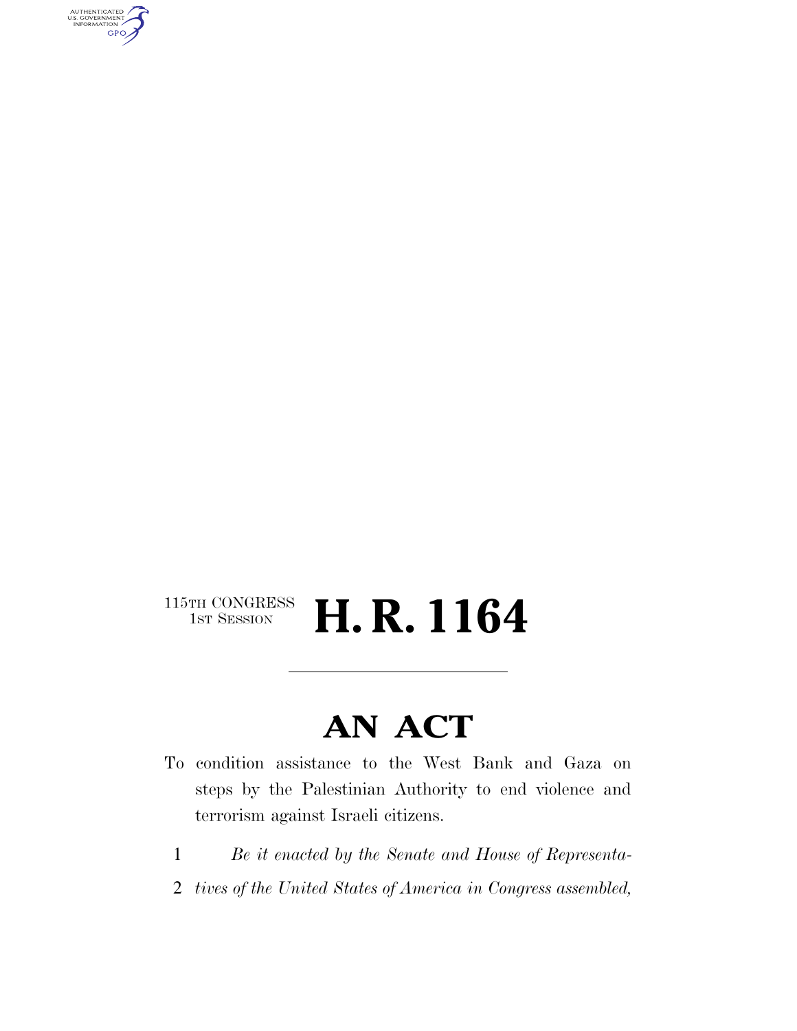115TH CONGRESS
1ST SESSION

# H. R. 1164

## AN ACT

To condition assistance to the West Bank and Gaza on steps by the Palestinian Authority to end violence and terrorism against Israeli citizens.

1 *Be it enacted by the Senate and House of Representa-*
2 *tives of the United States of America in Congress assembled,*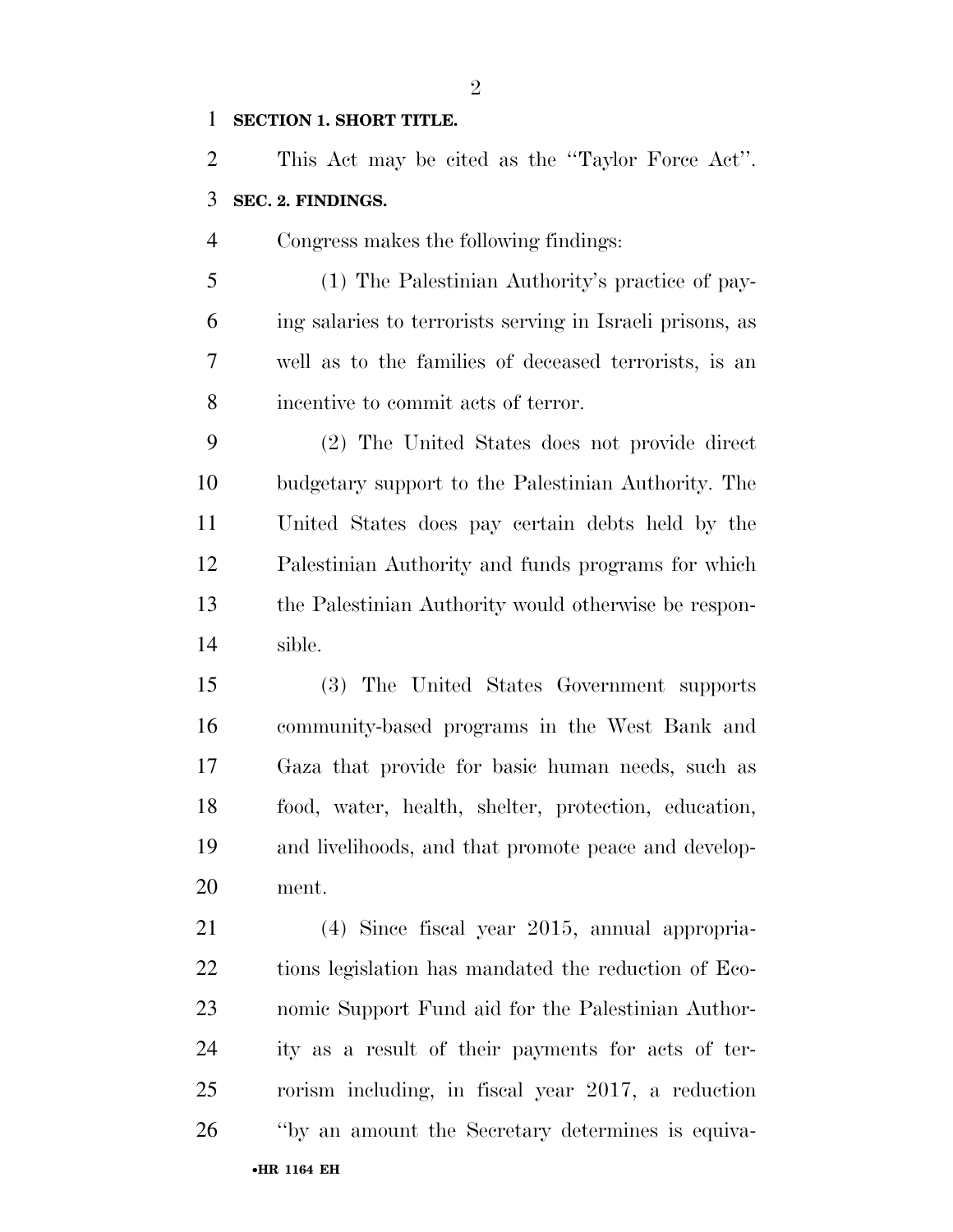**SECTION 1. SHORT TITLE.**

This Act may be cited as the "Taylor Force Act".

**SEC. 2. FINDINGS.**

Congress makes the following findings:

(1) The Palestinian Authority's practice of paying salaries to terrorists serving in Israeli prisons, as well as to the families of deceased terrorists, is an incentive to commit acts of terror.

(2) The United States does not provide direct budgetary support to the Palestinian Authority. The United States does pay certain debts held by the Palestinian Authority and funds programs for which the Palestinian Authority would otherwise be responsible.

(3) The United States Government supports community-based programs in the West Bank and Gaza that provide for basic human needs, such as food, water, health, shelter, protection, education, and livelihoods, and that promote peace and development.

(4) Since fiscal year 2015, annual appropriations legislation has mandated the reduction of Economic Support Fund aid for the Palestinian Authority as a result of their payments for acts of terrorism including, in fiscal year 2017, a reduction "by an amount the Secretary determines is equiva-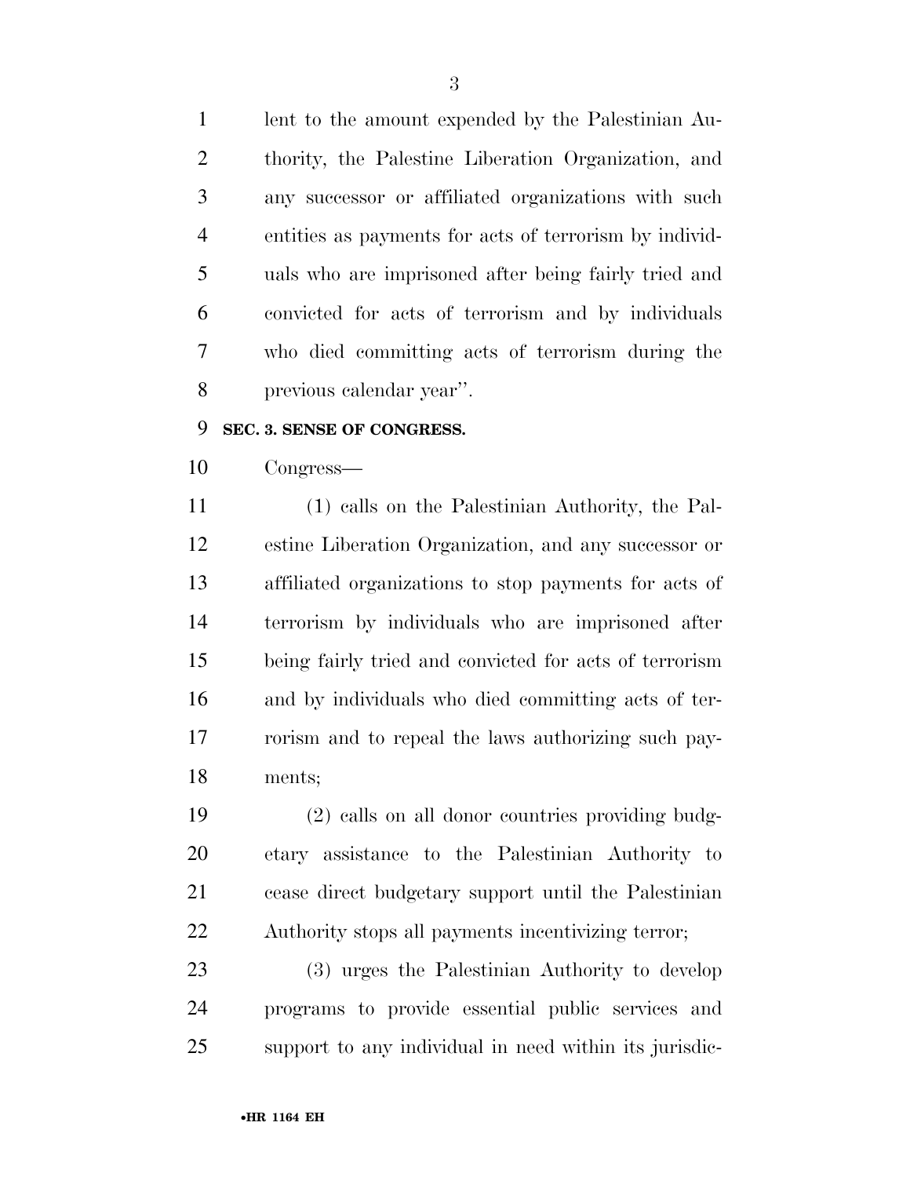lent to the amount expended by the Palestinian Authority, the Palestine Liberation Organization, and any successor or affiliated organizations with such entities as payments for acts of terrorism by individuals who are imprisoned after being fairly tried and convicted for acts of terrorism and by individuals who died committing acts of terrorism during the previous calendar year''.

**SEC. 3. SENSE OF CONGRESS.**

Congress—

(1) calls on the Palestinian Authority, the Palestine Liberation Organization, and any successor or affiliated organizations to stop payments for acts of terrorism by individuals who are imprisoned after being fairly tried and convicted for acts of terrorism and by individuals who died committing acts of terrorism and to repeal the laws authorizing such payments;

(2) calls on all donor countries providing budgetary assistance to the Palestinian Authority to cease direct budgetary support until the Palestinian Authority stops all payments incentivizing terror;

(3) urges the Palestinian Authority to develop programs to provide essential public services and support to any individual in need within its jurisdic-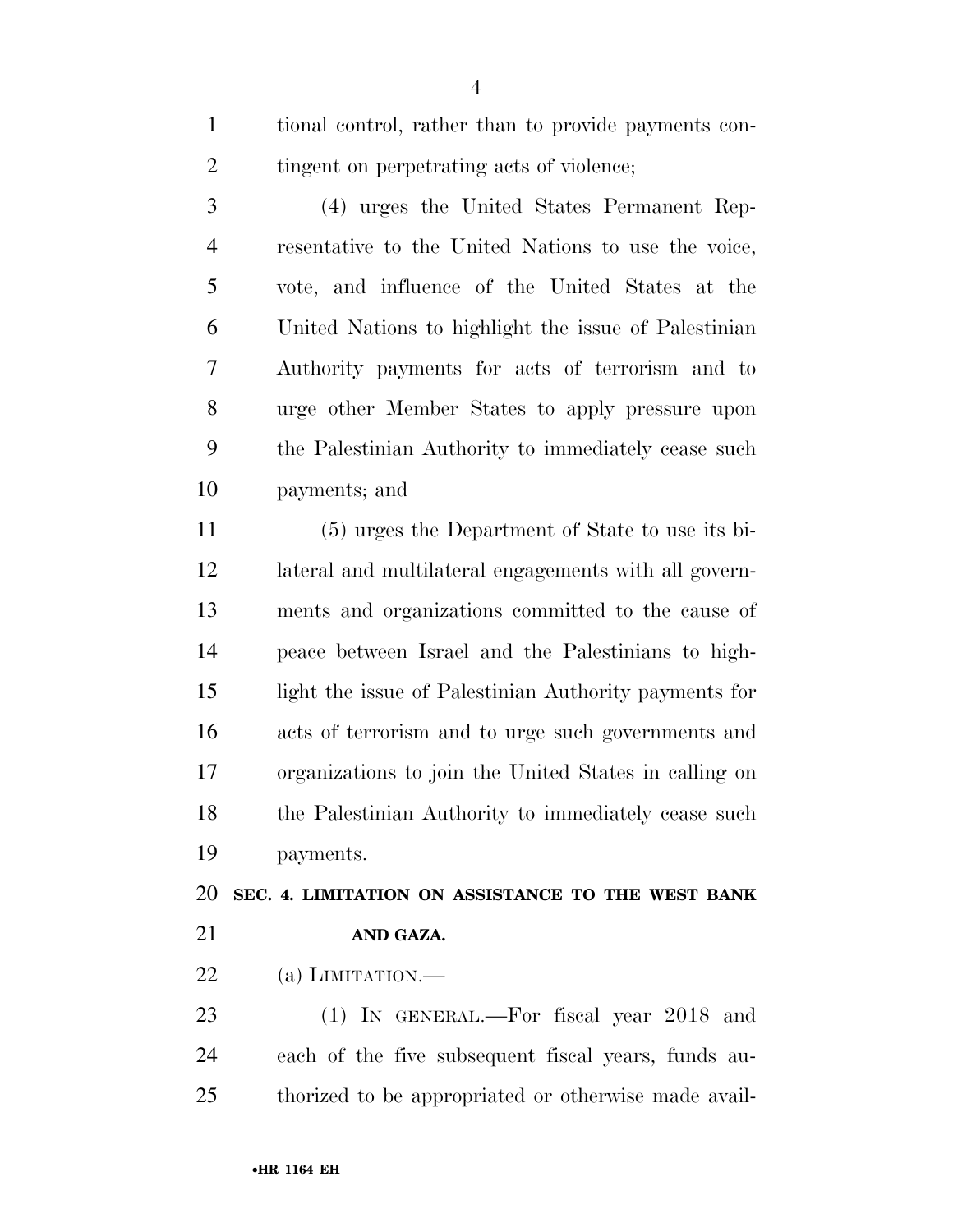tional control, rather than to provide payments contingent on perpetrating acts of violence;

(4) urges the United States Permanent Representative to the United Nations to use the voice, vote, and influence of the United States at the United Nations to highlight the issue of Palestinian Authority payments for acts of terrorism and to urge other Member States to apply pressure upon the Palestinian Authority to immediately cease such payments; and

(5) urges the Department of State to use its bilateral and multilateral engagements with all governments and organizations committed to the cause of peace between Israel and the Palestinians to highlight the issue of Palestinian Authority payments for acts of terrorism and to urge such governments and organizations to join the United States in calling on the Palestinian Authority to immediately cease such payments.

**SEC. 4. LIMITATION ON ASSISTANCE TO THE WEST BANK AND GAZA.**

(a) LIMITATION.—

(1) IN GENERAL.—For fiscal year 2018 and each of the five subsequent fiscal years, funds authorized to be appropriated or otherwise made avail-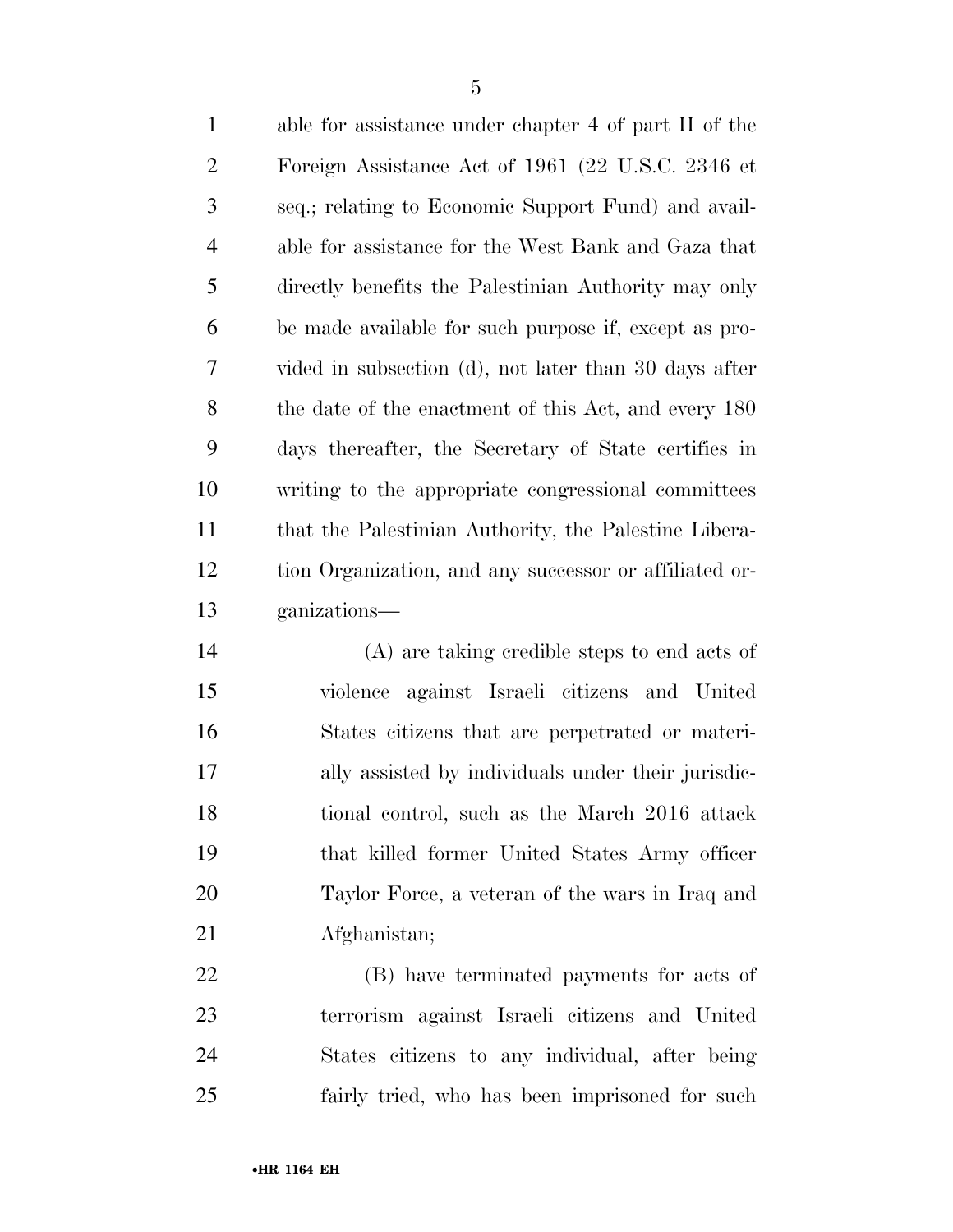able for assistance under chapter 4 of part II of the Foreign Assistance Act of 1961 (22 U.S.C. 2346 et seq.; relating to Economic Support Fund) and available for assistance for the West Bank and Gaza that directly benefits the Palestinian Authority may only be made available for such purpose if, except as provided in subsection (d), not later than 30 days after the date of the enactment of this Act, and every 180 days thereafter, the Secretary of State certifies in writing to the appropriate congressional committees that the Palestinian Authority, the Palestine Liberation Organization, and any successor or affiliated organizations—

(A) are taking credible steps to end acts of violence against Israeli citizens and United States citizens that are perpetrated or materially assisted by individuals under their jurisdictional control, such as the March 2016 attack that killed former United States Army officer Taylor Force, a veteran of the wars in Iraq and Afghanistan;

(B) have terminated payments for acts of terrorism against Israeli citizens and United States citizens to any individual, after being fairly tried, who has been imprisoned for such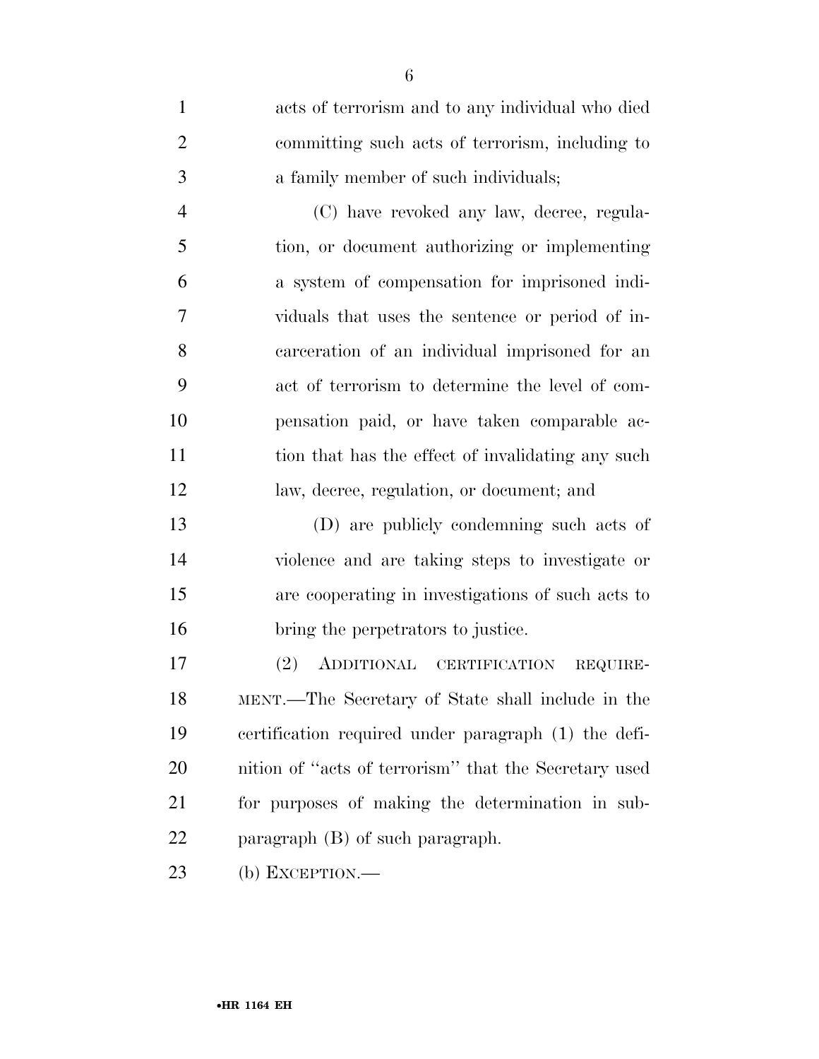acts of terrorism and to any individual who died committing such acts of terrorism, including to a family member of such individuals;

(C) have revoked any law, decree, regulation, or document authorizing or implementing a system of compensation for imprisoned individuals that uses the sentence or period of incarceration of an individual imprisoned for an act of terrorism to determine the level of compensation paid, or have taken comparable action that has the effect of invalidating any such law, decree, regulation, or document; and

(D) are publicly condemning such acts of violence and are taking steps to investigate or are cooperating in investigations of such acts to bring the perpetrators to justice.

(2) ADDITIONAL CERTIFICATION REQUIREMENT.—The Secretary of State shall include in the certification required under paragraph (1) the definition of ''acts of terrorism'' that the Secretary used for purposes of making the determination in subparagraph (B) of such paragraph.

(b) EXCEPTION.—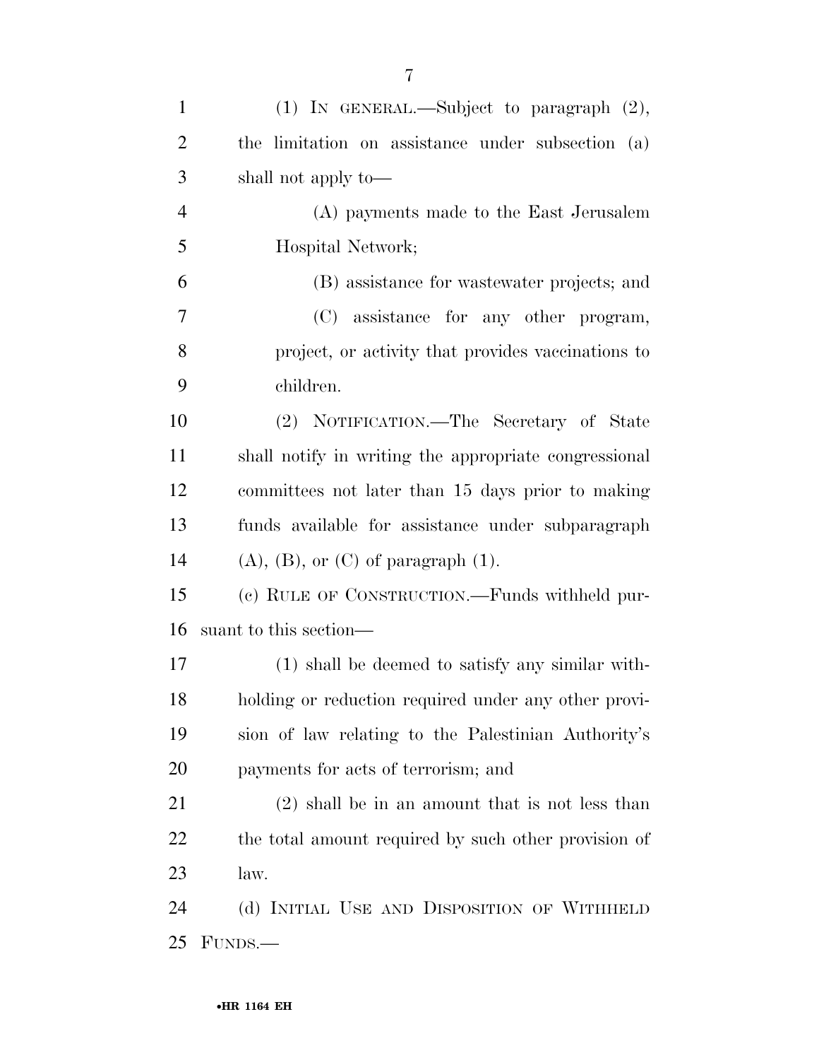(1) IN GENERAL.—Subject to paragraph (2), the limitation on assistance under subsection (a) shall not apply to—

(A) payments made to the East Jerusalem Hospital Network;

(B) assistance for wastewater projects; and

(C) assistance for any other program, project, or activity that provides vaccinations to children.

(2) NOTIFICATION.—The Secretary of State shall notify in writing the appropriate congressional committees not later than 15 days prior to making funds available for assistance under subparagraph (A), (B), or (C) of paragraph (1).

(c) RULE OF CONSTRUCTION.—Funds withheld pursuant to this section—

(1) shall be deemed to satisfy any similar withholding or reduction required under any other provision of law relating to the Palestinian Authority's payments for acts of terrorism; and

(2) shall be in an amount that is not less than the total amount required by such other provision of law.

(d) INITIAL USE AND DISPOSITION OF WITHHELD FUNDS.—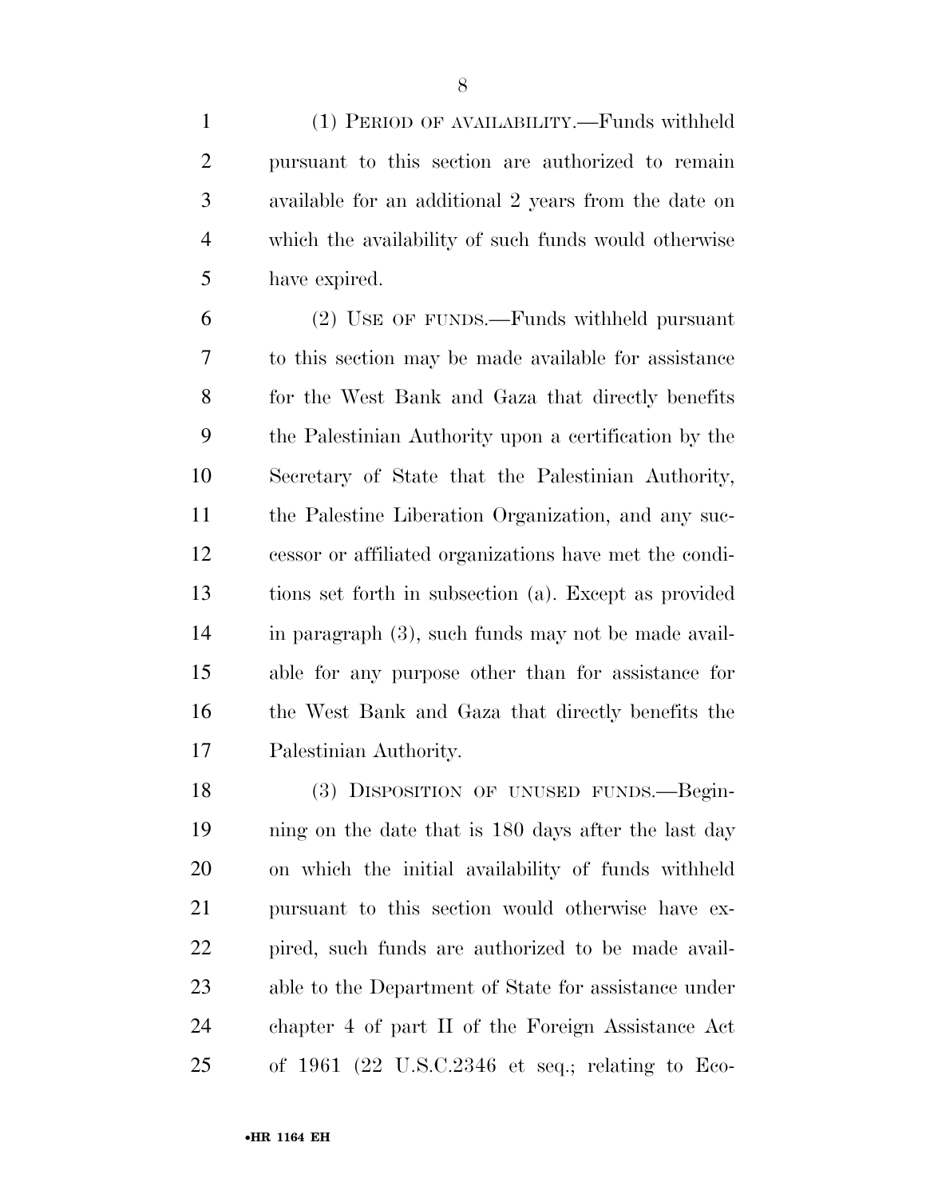(1) PERIOD OF AVAILABILITY.—Funds withheld pursuant to this section are authorized to remain available for an additional 2 years from the date on which the availability of such funds would otherwise have expired.

(2) USE OF FUNDS.—Funds withheld pursuant to this section may be made available for assistance for the West Bank and Gaza that directly benefits the Palestinian Authority upon a certification by the Secretary of State that the Palestinian Authority, the Palestine Liberation Organization, and any successor or affiliated organizations have met the conditions set forth in subsection (a). Except as provided in paragraph (3), such funds may not be made available for any purpose other than for assistance for the West Bank and Gaza that directly benefits the Palestinian Authority.

(3) DISPOSITION OF UNUSED FUNDS.—Beginning on the date that is 180 days after the last day on which the initial availability of funds withheld pursuant to this section would otherwise have expired, such funds are authorized to be made available to the Department of State for assistance under chapter 4 of part II of the Foreign Assistance Act of 1961 (22 U.S.C.2346 et seq.; relating to Eco-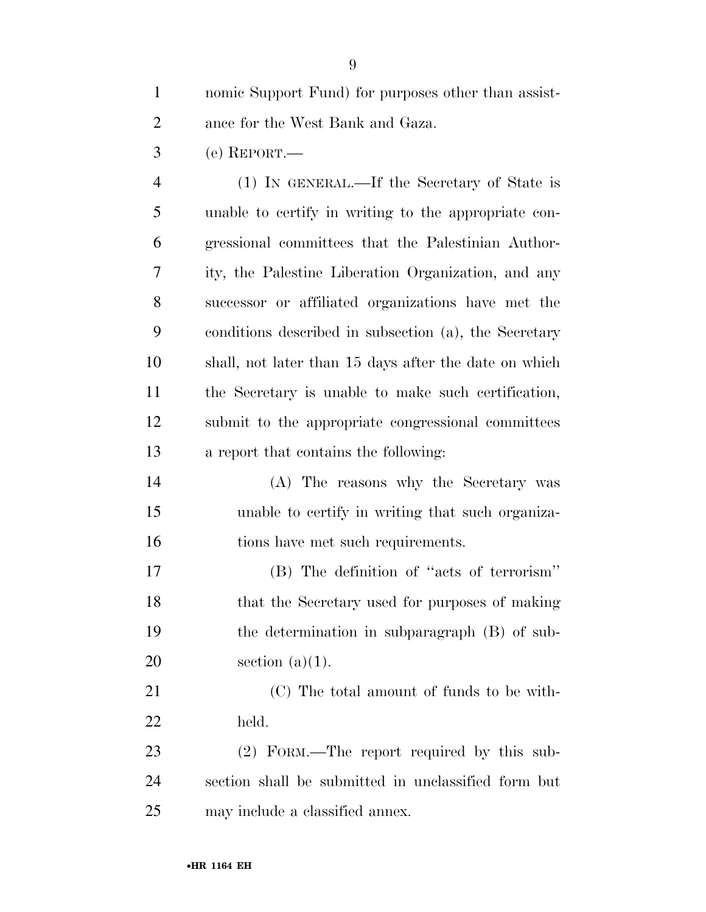nomic Support Fund) for purposes other than assistance for the West Bank and Gaza.

(e) REPORT.—

(1) IN GENERAL.—If the Secretary of State is unable to certify in writing to the appropriate congressional committees that the Palestinian Authority, the Palestine Liberation Organization, and any successor or affiliated organizations have met the conditions described in subsection (a), the Secretary shall, not later than 15 days after the date on which the Secretary is unable to make such certification, submit to the appropriate congressional committees a report that contains the following:

(A) The reasons why the Secretary was unable to certify in writing that such organizations have met such requirements.

(B) The definition of ''acts of terrorism'' that the Secretary used for purposes of making the determination in subparagraph (B) of subsection (a)(1).

(C) The total amount of funds to be withheld.

(2) FORM.—The report required by this subsection shall be submitted in unclassified form but may include a classified annex.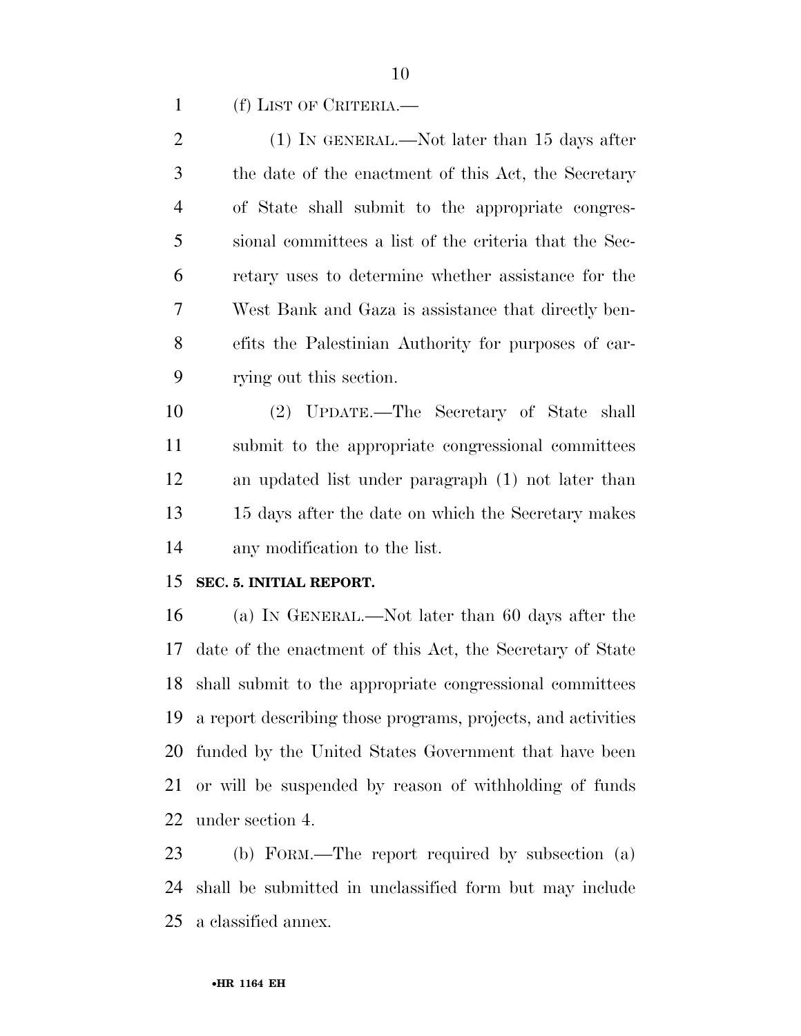(f) LIST OF CRITERIA.—

(1) IN GENERAL.—Not later than 15 days after the date of the enactment of this Act, the Secretary of State shall submit to the appropriate congressional committees a list of the criteria that the Secretary uses to determine whether assistance for the West Bank and Gaza is assistance that directly benefits the Palestinian Authority for purposes of carrying out this section.

(2) UPDATE.—The Secretary of State shall submit to the appropriate congressional committees an updated list under paragraph (1) not later than 15 days after the date on which the Secretary makes any modification to the list.

**SEC. 5. INITIAL REPORT.**

(a) IN GENERAL.—Not later than 60 days after the date of the enactment of this Act, the Secretary of State shall submit to the appropriate congressional committees a report describing those programs, projects, and activities funded by the United States Government that have been or will be suspended by reason of withholding of funds under section 4.

(b) FORM.—The report required by subsection (a) shall be submitted in unclassified form but may include a classified annex.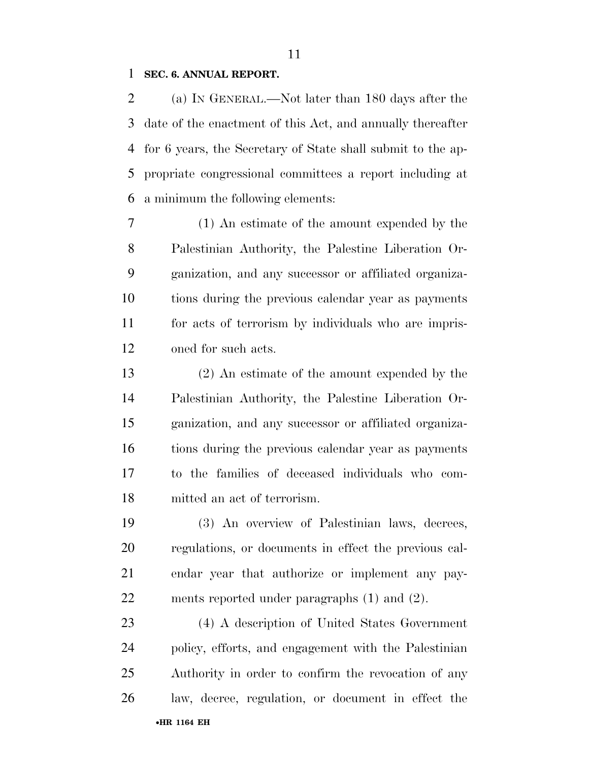**SEC. 6. ANNUAL REPORT.**

(a) IN GENERAL.—Not later than 180 days after the date of the enactment of this Act, and annually thereafter for 6 years, the Secretary of State shall submit to the appropriate congressional committees a report including at a minimum the following elements:

(1) An estimate of the amount expended by the Palestinian Authority, the Palestine Liberation Organization, and any successor or affiliated organizations during the previous calendar year as payments for acts of terrorism by individuals who are imprisoned for such acts.

(2) An estimate of the amount expended by the Palestinian Authority, the Palestine Liberation Organization, and any successor or affiliated organizations during the previous calendar year as payments to the families of deceased individuals who committed an act of terrorism.

(3) An overview of Palestinian laws, decrees, regulations, or documents in effect the previous calendar year that authorize or implement any payments reported under paragraphs (1) and (2).

(4) A description of United States Government policy, efforts, and engagement with the Palestinian Authority in order to confirm the revocation of any law, decree, regulation, or document in effect the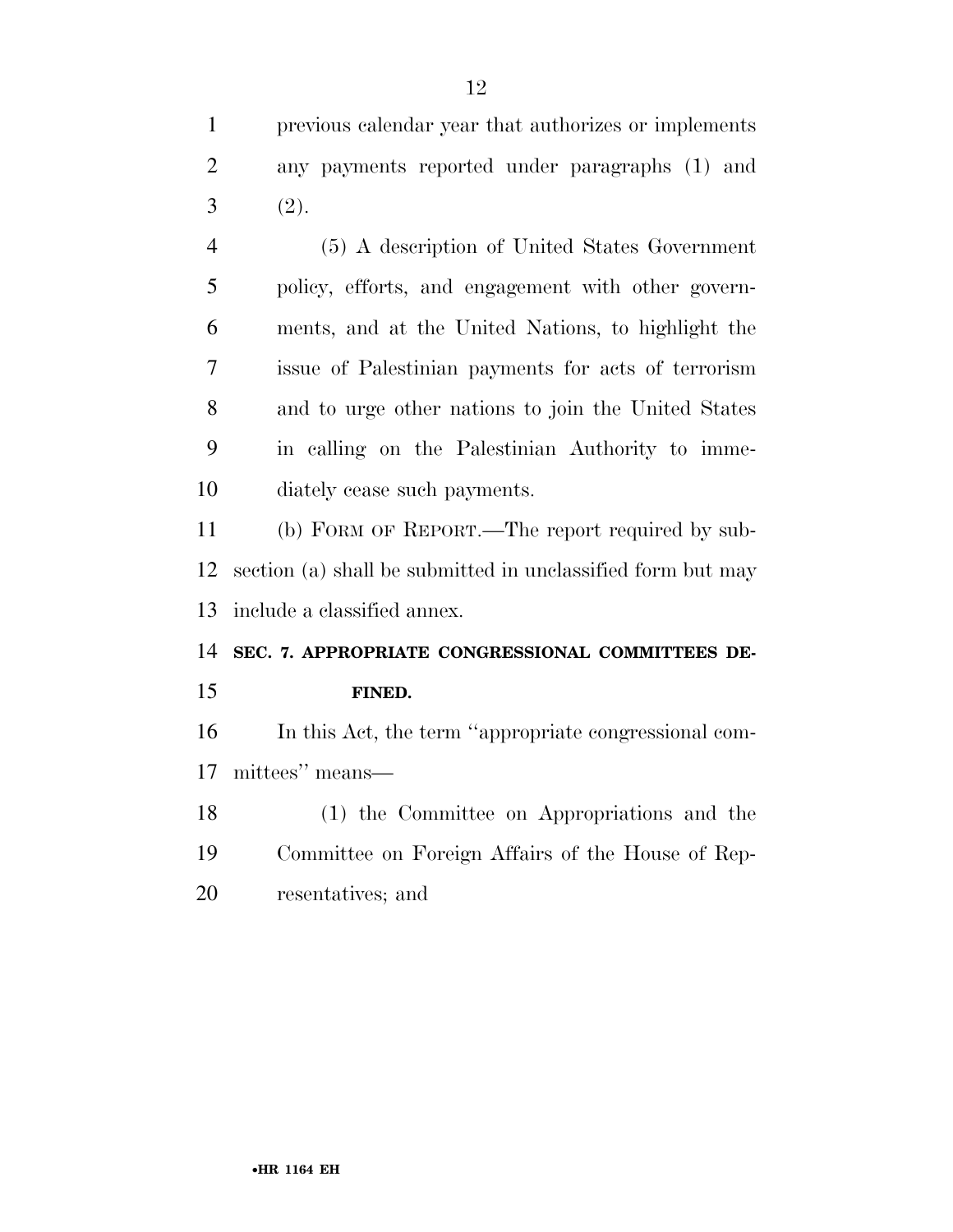previous calendar year that authorizes or implements any payments reported under paragraphs (1) and (2).

(5) A description of United States Government policy, efforts, and engagement with other governments, and at the United Nations, to highlight the issue of Palestinian payments for acts of terrorism and to urge other nations to join the United States in calling on the Palestinian Authority to immediately cease such payments.

(b) FORM OF REPORT.—The report required by subsection (a) shall be submitted in unclassified form but may include a classified annex.

**SEC. 7. APPROPRIATE CONGRESSIONAL COMMITTEES DEFINED.**

In this Act, the term ''appropriate congressional committees'' means—

(1) the Committee on Appropriations and the Committee on Foreign Affairs of the House of Representatives; and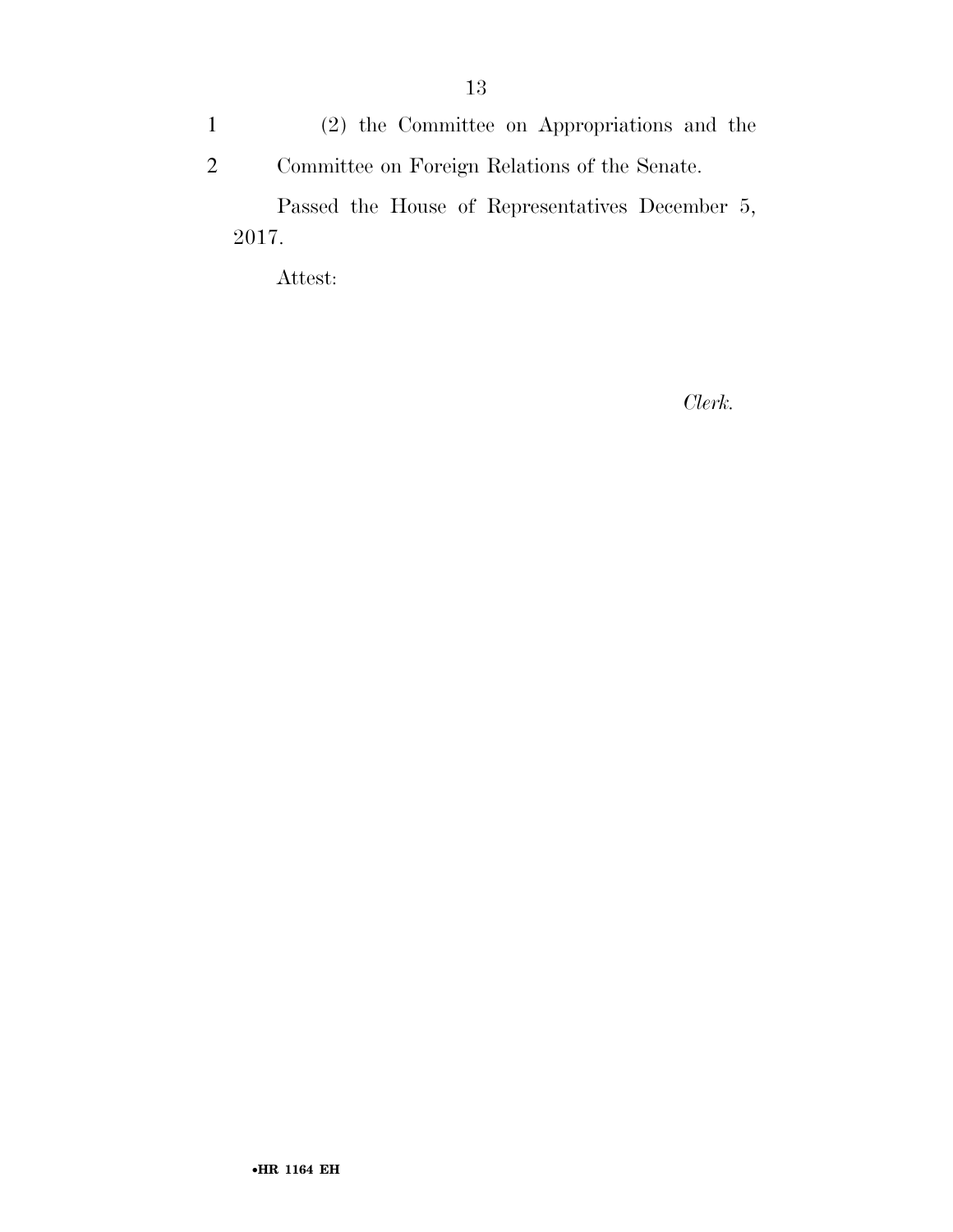(2) the Committee on Appropriations and the Committee on Foreign Relations of the Senate.

Passed the House of Representatives December 5, 2017.

Attest:

*Clerk.*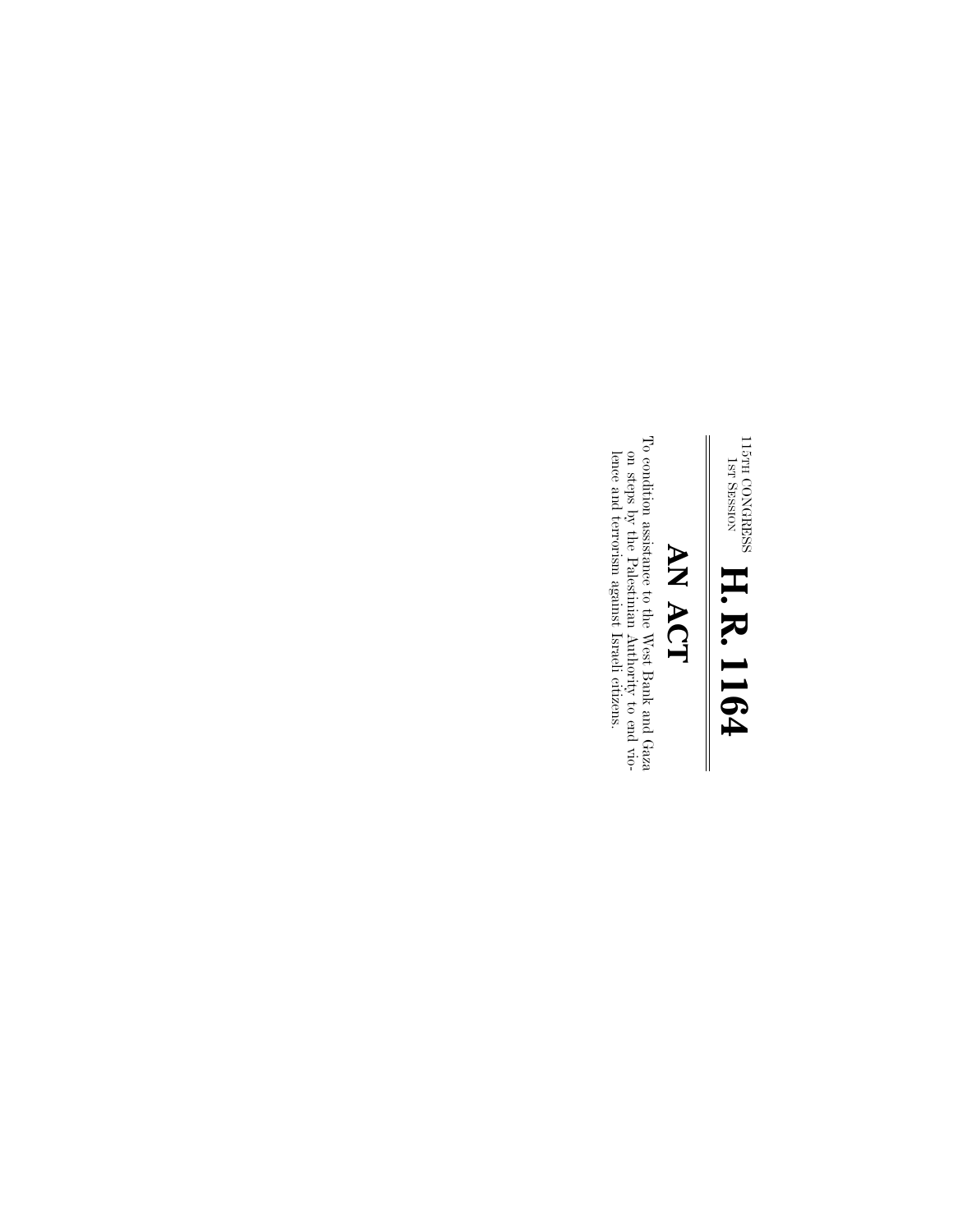115TH CONGRESS
1ST SESSION

# H. R. 1164

---

# AN ACT

To condition assistance to the West Bank and Gaza on steps by the Palestinian Authority to end violence and terrorism against Israeli citizens.